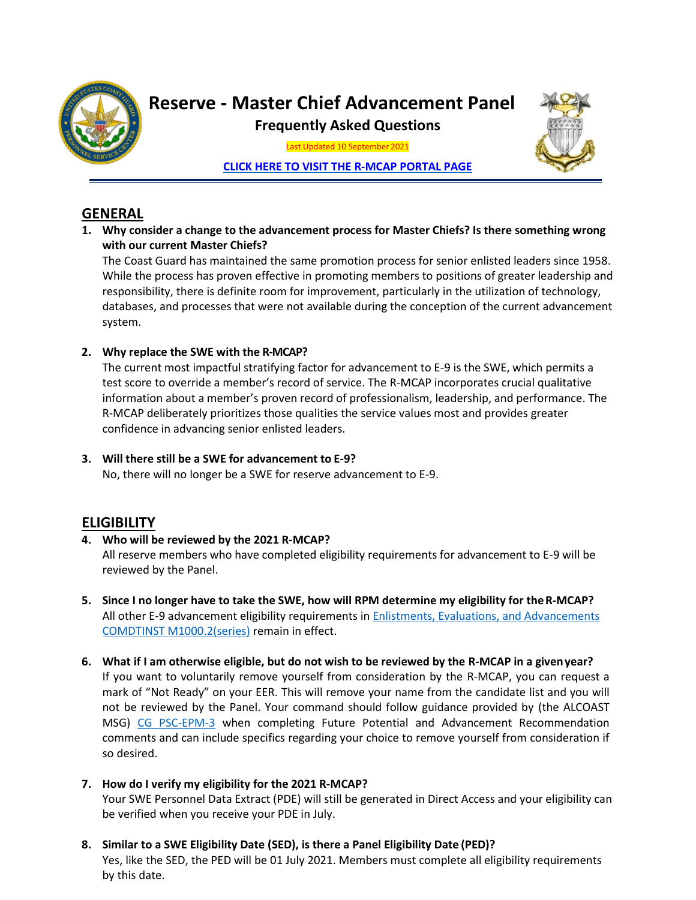# Reserve - Master Chief Advancement Panel

## Frequently Asked Questions

Last Updated 10 September 2021

[CLICK HERE TO VISIT THE R-MCAP PORTAL PAGE]

## GENERAL

1. **Why consider a change to the advancement process for Master Chiefs? Is there something wrong with our current Master Chiefs?**

   The Coast Guard has maintained the same promotion process for senior enlisted leaders since 1958. While the process has proven effective in promoting members to positions of greater leadership and responsibility, there is definite room for improvement, particularly in the utilization of technology, databases, and processes that were not available during the conception of the current advancement system.

2. **Why replace the SWE with the R-MCAP?**

   The current most impactful stratifying factor for advancement to E-9 is the SWE, which permits a test score to override a member's record of service. The R-MCAP incorporates crucial qualitative information about a member's proven record of professionalism, leadership, and performance. The R-MCAP deliberately prioritizes those qualities the service values most and provides greater confidence in advancing senior enlisted leaders.

3. **Will there still be a SWE for advancement to E-9?**

   No, there will no longer be a SWE for reserve advancement to E-9.

## ELIGIBILITY

4. **Who will be reviewed by the 2021 R-MCAP?**

   All reserve members who have completed eligibility requirements for advancement to E-9 will be reviewed by the Panel.

5. **Since I no longer have to take the SWE, how will RPM determine my eligibility for the R-MCAP?**

   All other E-9 advancement eligibility requirements in Enlistments, Evaluations, and Advancements COMDTINST M1000.2(series) remain in effect.

6. **What if I am otherwise eligible, but do not wish to be reviewed by the R-MCAP in a given year?**

   If you want to voluntarily remove yourself from consideration by the R-MCAP, you can request a mark of "Not Ready" on your EER. This will remove your name from the candidate list and you will not be reviewed by the Panel. Your command should follow guidance provided by (the ALCOAST MSG) CG PSC-EPM-3 when completing Future Potential and Advancement Recommendation comments and can include specifics regarding your choice to remove yourself from consideration if so desired.

7. **How do I verify my eligibility for the 2021 R-MCAP?**

   Your SWE Personnel Data Extract (PDE) will still be generated in Direct Access and your eligibility can be verified when you receive your PDE in July.

8. **Similar to a SWE Eligibility Date (SED), is there a Panel Eligibility Date (PED)?**

   Yes, like the SED, the PED will be 01 July 2021. Members must complete all eligibility requirements by this date.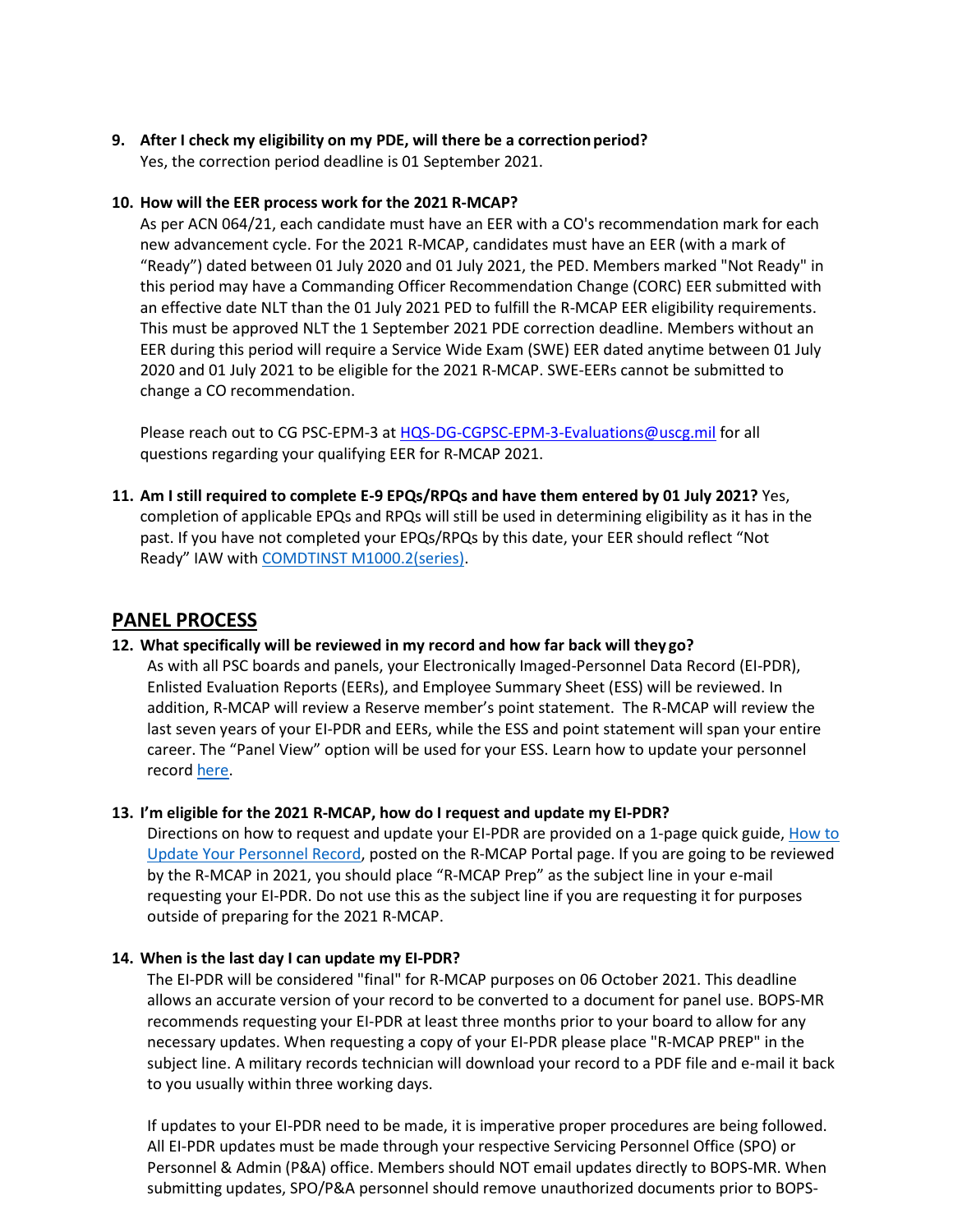9. **After I check my eligibility on my PDE, will there be a correction period?**
   Yes, the correction period deadline is 01 September 2021.

10. **How will the EER process work for the 2021 R-MCAP?**
    As per ACN 064/21, each candidate must have an EER with a CO's recommendation mark for each new advancement cycle. For the 2021 R-MCAP, candidates must have an EER (with a mark of "Ready") dated between 01 July 2020 and 01 July 2021, the PED. Members marked "Not Ready" in this period may have a Commanding Officer Recommendation Change (CORC) EER submitted with an effective date NLT than the 01 July 2021 PED to fulfill the R-MCAP EER eligibility requirements. This must be approved NLT the 1 September 2021 PDE correction deadline. Members without an EER during this period will require a Service Wide Exam (SWE) EER dated anytime between 01 July 2020 and 01 July 2021 to be eligible for the 2021 R-MCAP. SWE-EERs cannot be submitted to change a CO recommendation.

    Please reach out to CG PSC-EPM-3 at [HQS-DG-CGPSC-EPM-3-Evaluations@uscg.mil](mailto:HQS-DG-CGPSC-EPM-3-Evaluations@uscg.mil) for all questions regarding your qualifying EER for R-MCAP 2021.

11. **Am I still required to complete E-9 EPQs/RPQs and have them entered by 01 July 2021?** Yes, completion of applicable EPQs and RPQs will still be used in determining eligibility as it has in the past. If you have not completed your EPQs/RPQs by this date, your EER should reflect "Not Ready" IAW with COMDTINST M1000.2(series).

## PANEL PROCESS

12. **What specifically will be reviewed in my record and how far back will they go?**
    As with all PSC boards and panels, your Electronically Imaged-Personnel Data Record (EI-PDR), Enlisted Evaluation Reports (EERs), and Employee Summary Sheet (ESS) will be reviewed. In addition, R-MCAP will review a Reserve member's point statement. The R-MCAP will review the last seven years of your EI-PDR and EERs, while the ESS and point statement will span your entire career. The "Panel View" option will be used for your ESS. Learn how to update your personnel record here.

13. **I'm eligible for the 2021 R-MCAP, how do I request and update my EI-PDR?**
    Directions on how to request and update your EI-PDR are provided on a 1-page quick guide, How to Update Your Personnel Record, posted on the R-MCAP Portal page. If you are going to be reviewed by the R-MCAP in 2021, you should place "R-MCAP Prep" as the subject line in your e-mail requesting your EI-PDR. Do not use this as the subject line if you are requesting it for purposes outside of preparing for the 2021 R-MCAP.

14. **When is the last day I can update my EI-PDR?**
    The EI-PDR will be considered "final" for R-MCAP purposes on 06 October 2021. This deadline allows an accurate version of your record to be converted to a document for panel use. BOPS-MR recommends requesting your EI-PDR at least three months prior to your board to allow for any necessary updates. When requesting a copy of your EI-PDR please place "R-MCAP PREP" in the subject line. A military records technician will download your record to a PDF file and e-mail it back to you usually within three working days.

    If updates to your EI-PDR need to be made, it is imperative proper procedures are being followed. All EI-PDR updates must be made through your respective Servicing Personnel Office (SPO) or Personnel & Admin (P&A) office. Members should NOT email updates directly to BOPS-MR. When submitting updates, SPO/P&A personnel should remove unauthorized documents prior to BOPS-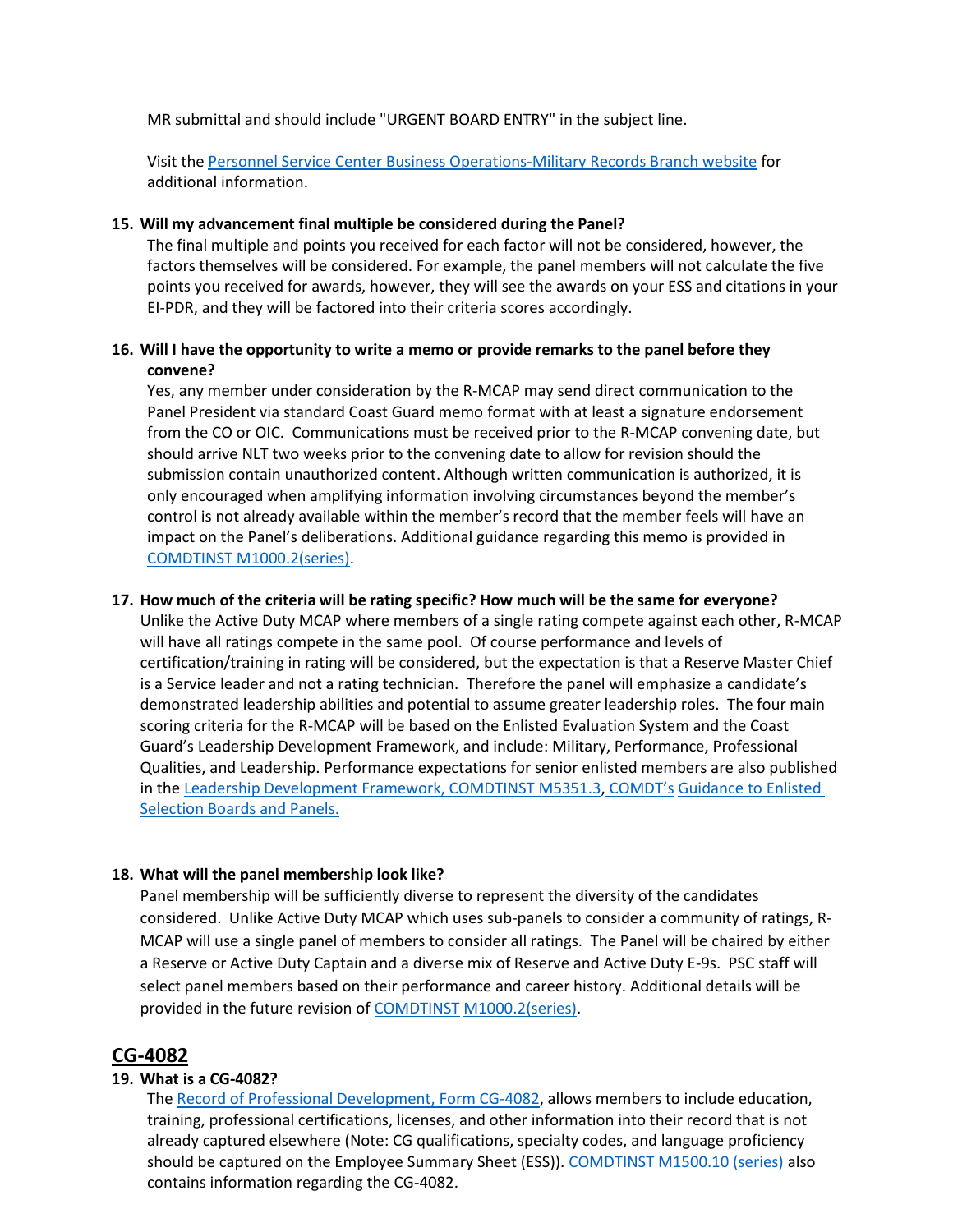MR submittal and should include "URGENT BOARD ENTRY" in the subject line.

Visit the [Personnel Service Center Business Operations-Military Records Branch website]() for additional information.

**15. Will my advancement final multiple be considered during the Panel?**

The final multiple and points you received for each factor will not be considered, however, the factors themselves will be considered. For example, the panel members will not calculate the five points you received for awards, however, they will see the awards on your ESS and citations in your EI-PDR, and they will be factored into their criteria scores accordingly.

**16. Will I have the opportunity to write a memo or provide remarks to the panel before they convene?**

Yes, any member under consideration by the R-MCAP may send direct communication to the Panel President via standard Coast Guard memo format with at least a signature endorsement from the CO or OIC. Communications must be received prior to the R-MCAP convening date, but should arrive NLT two weeks prior to the convening date to allow for revision should the submission contain unauthorized content. Although written communication is authorized, it is only encouraged when amplifying information involving circumstances beyond the member's control is not already available within the member's record that the member feels will have an impact on the Panel's deliberations. Additional guidance regarding this memo is provided in [COMDTINST M1000.2(series)]().

**17. How much of the criteria will be rating specific? How much will be the same for everyone?**

Unlike the Active Duty MCAP where members of a single rating compete against each other, R-MCAP will have all ratings compete in the same pool. Of course performance and levels of certification/training in rating will be considered, but the expectation is that a Reserve Master Chief is a Service leader and not a rating technician. Therefore the panel will emphasize a candidate's demonstrated leadership abilities and potential to assume greater leadership roles. The four main scoring criteria for the R-MCAP will be based on the Enlisted Evaluation System and the Coast Guard's Leadership Development Framework, and include: Military, Performance, Professional Qualities, and Leadership. Performance expectations for senior enlisted members are also published in the [Leadership Development Framework, COMDTINST M5351.3](), [COMDT's Guidance to Enlisted Selection Boards and Panels.]()

**18. What will the panel membership look like?**

Panel membership will be sufficiently diverse to represent the diversity of the candidates considered. Unlike Active Duty MCAP which uses sub-panels to consider a community of ratings, R-MCAP will use a single panel of members to consider all ratings. The Panel will be chaired by either a Reserve or Active Duty Captain and a diverse mix of Reserve and Active Duty E-9s. PSC staff will select panel members based on their performance and career history. Additional details will be provided in the future revision of [COMDTINST M1000.2(series)]().

## CG-4082

**19. What is a CG-4082?**

The [Record of Professional Development, Form CG-4082](), allows members to include education, training, professional certifications, licenses, and other information into their record that is not already captured elsewhere (Note: CG qualifications, specialty codes, and language proficiency should be captured on the Employee Summary Sheet (ESS)). [COMDTINST M1500.10 (series)]() also contains information regarding the CG-4082.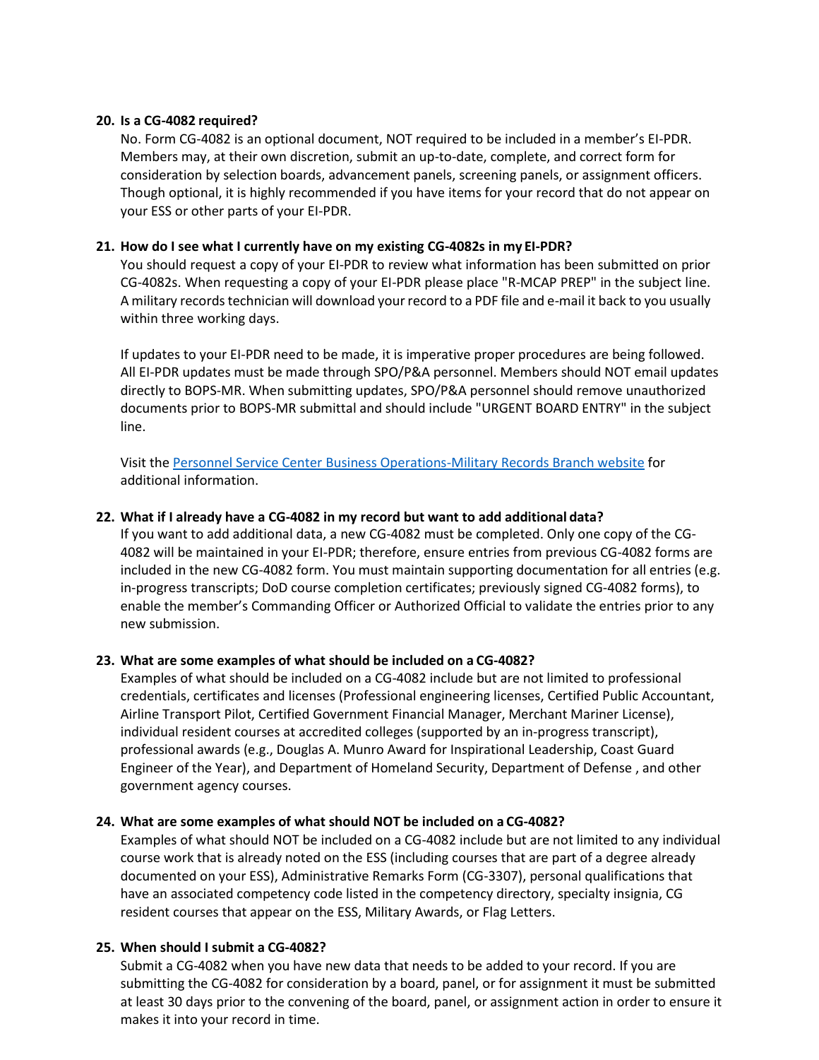**20. Is a CG-4082 required?**

No. Form CG-4082 is an optional document, NOT required to be included in a member's EI-PDR. Members may, at their own discretion, submit an up-to-date, complete, and correct form for consideration by selection boards, advancement panels, screening panels, or assignment officers. Though optional, it is highly recommended if you have items for your record that do not appear on your ESS or other parts of your EI-PDR.

**21. How do I see what I currently have on my existing CG-4082s in my EI-PDR?**

You should request a copy of your EI-PDR to review what information has been submitted on prior CG-4082s. When requesting a copy of your EI-PDR please place "R-MCAP PREP" in the subject line. A military records technician will download your record to a PDF file and e-mail it back to you usually within three working days.

If updates to your EI-PDR need to be made, it is imperative proper procedures are being followed. All EI-PDR updates must be made through SPO/P&A personnel. Members should NOT email updates directly to BOPS-MR. When submitting updates, SPO/P&A personnel should remove unauthorized documents prior to BOPS-MR submittal and should include "URGENT BOARD ENTRY" in the subject line.

Visit the Personnel Service Center Business Operations-Military Records Branch website for additional information.

**22. What if I already have a CG-4082 in my record but want to add additional data?**

If you want to add additional data, a new CG-4082 must be completed. Only one copy of the CG-4082 will be maintained in your EI-PDR; therefore, ensure entries from previous CG-4082 forms are included in the new CG-4082 form. You must maintain supporting documentation for all entries (e.g. in-progress transcripts; DoD course completion certificates; previously signed CG-4082 forms), to enable the member's Commanding Officer or Authorized Official to validate the entries prior to any new submission.

**23. What are some examples of what should be included on a CG-4082?**

Examples of what should be included on a CG-4082 include but are not limited to professional credentials, certificates and licenses (Professional engineering licenses, Certified Public Accountant, Airline Transport Pilot, Certified Government Financial Manager, Merchant Mariner License), individual resident courses at accredited colleges (supported by an in-progress transcript), professional awards (e.g., Douglas A. Munro Award for Inspirational Leadership, Coast Guard Engineer of the Year), and Department of Homeland Security, Department of Defense , and other government agency courses.

**24. What are some examples of what should NOT be included on a CG-4082?**

Examples of what should NOT be included on a CG-4082 include but are not limited to any individual course work that is already noted on the ESS (including courses that are part of a degree already documented on your ESS), Administrative Remarks Form (CG-3307), personal qualifications that have an associated competency code listed in the competency directory, specialty insignia, CG resident courses that appear on the ESS, Military Awards, or Flag Letters.

**25. When should I submit a CG-4082?**

Submit a CG-4082 when you have new data that needs to be added to your record. If you are submitting the CG-4082 for consideration by a board, panel, or for assignment it must be submitted at least 30 days prior to the convening of the board, panel, or assignment action in order to ensure it makes it into your record in time.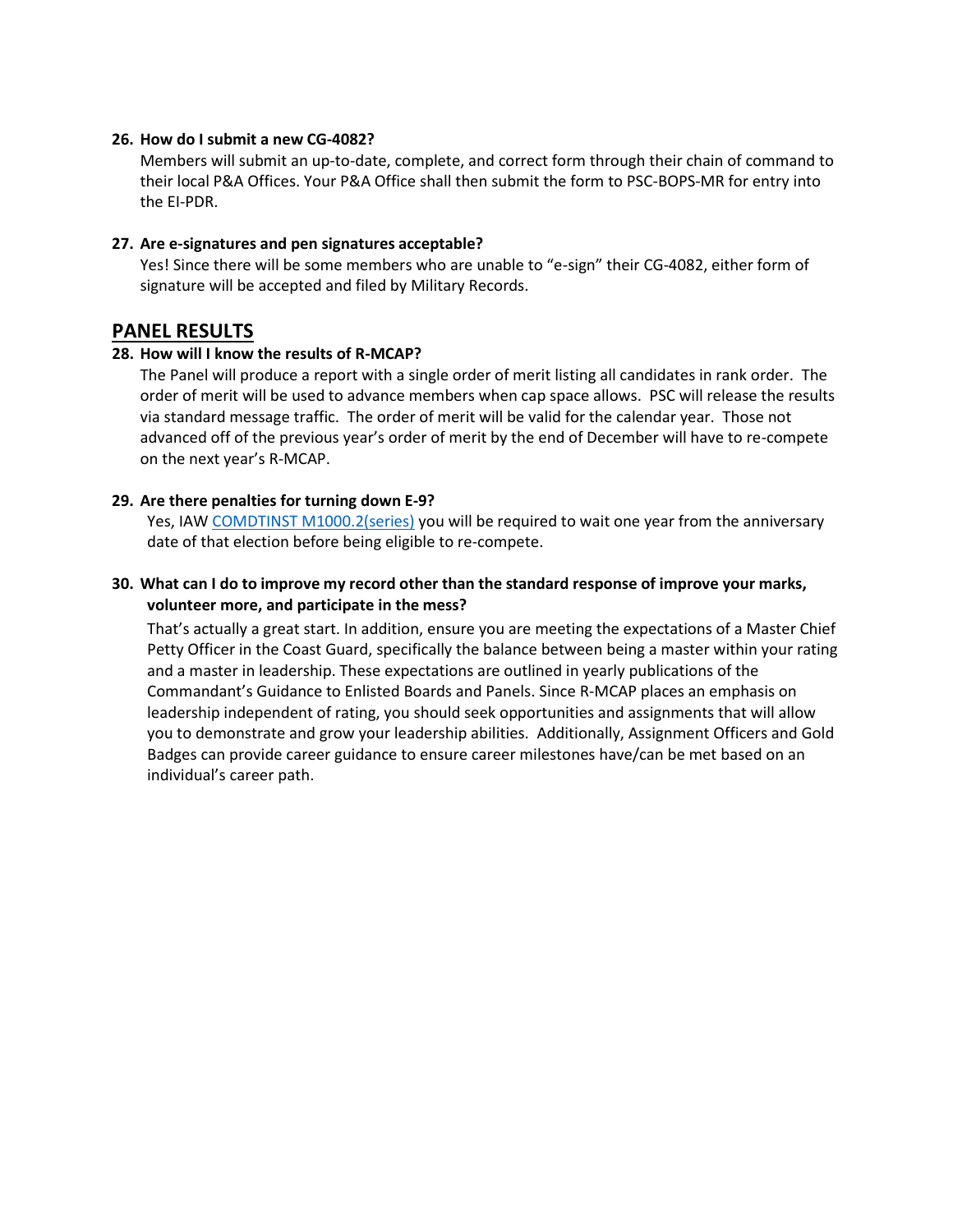**26. How do I submit a new CG-4082?**

Members will submit an up-to-date, complete, and correct form through their chain of command to their local P&A Offices. Your P&A Office shall then submit the form to PSC-BOPS-MR for entry into the EI-PDR.

**27. Are e-signatures and pen signatures acceptable?**

Yes! Since there will be some members who are unable to "e-sign" their CG-4082, either form of signature will be accepted and filed by Military Records.

## PANEL RESULTS

**28. How will I know the results of R-MCAP?**

The Panel will produce a report with a single order of merit listing all candidates in rank order. The order of merit will be used to advance members when cap space allows. PSC will release the results via standard message traffic. The order of merit will be valid for the calendar year. Those not advanced off of the previous year's order of merit by the end of December will have to re-compete on the next year's R-MCAP.

**29. Are there penalties for turning down E-9?**

Yes, IAW [COMDTINST M1000.2(series)](COMDTINST M1000.2(series)) you will be required to wait one year from the anniversary date of that election before being eligible to re-compete.

**30. What can I do to improve my record other than the standard response of improve your marks, volunteer more, and participate in the mess?**

That's actually a great start. In addition, ensure you are meeting the expectations of a Master Chief Petty Officer in the Coast Guard, specifically the balance between being a master within your rating and a master in leadership. These expectations are outlined in yearly publications of the Commandant's Guidance to Enlisted Boards and Panels. Since R-MCAP places an emphasis on leadership independent of rating, you should seek opportunities and assignments that will allow you to demonstrate and grow your leadership abilities. Additionally, Assignment Officers and Gold Badges can provide career guidance to ensure career milestones have/can be met based on an individual's career path.